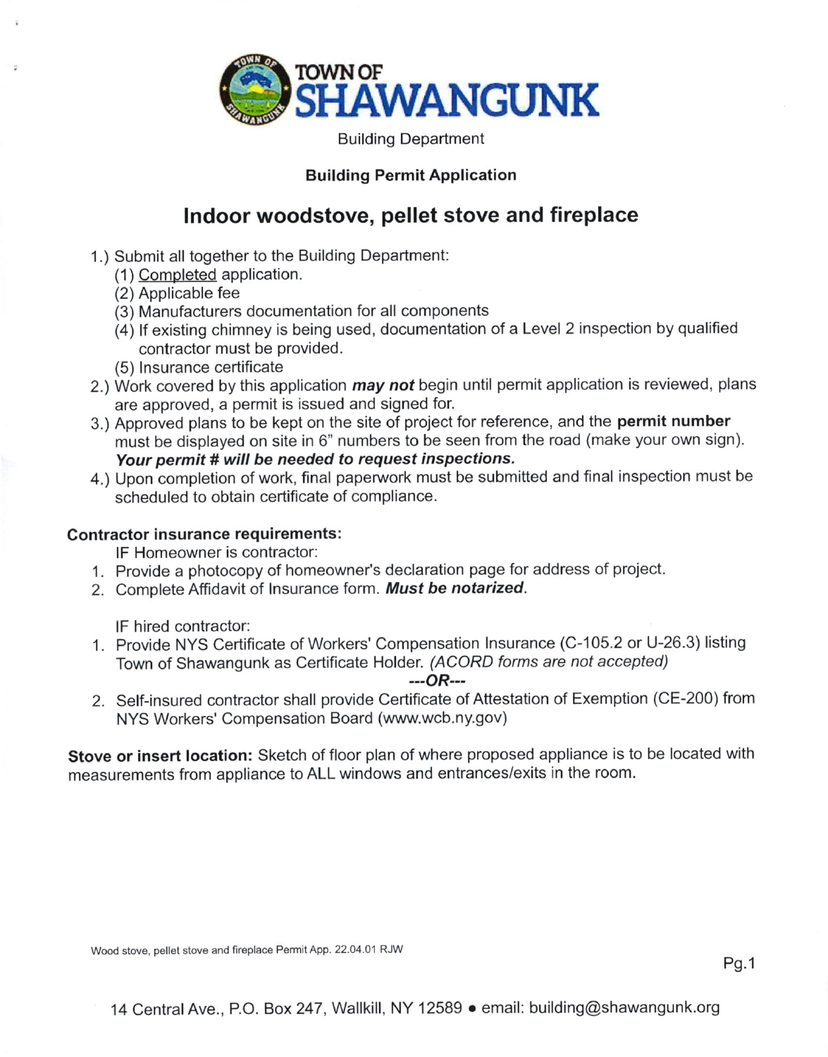# TOWN OF SHAWANGUNK

Building Department

**Building Permit Application**

## Indoor woodstove, pellet stove and fireplace

1.) Submit all together to the Building Department:
   (1) Completed application.
   (2) Applicable fee
   (3) Manufacturers documentation for all components
   (4) If existing chimney is being used, documentation of a Level 2 inspection by qualified contractor must be provided.
   (5) Insurance certificate
2.) Work covered by this application ***may not*** begin until permit application is reviewed, plans are approved, a permit is issued and signed for.
3.) Approved plans to be kept on the site of project for reference, and the **permit number** must be displayed on site in 6" numbers to be seen from the road (make your own sign). ***Your permit # will be needed to request inspections.***
4.) Upon completion of work, final paperwork must be submitted and final inspection must be scheduled to obtain certificate of compliance.

**Contractor insurance requirements:**

IF Homeowner is contractor:

1. Provide a photocopy of homeowner's declaration page for address of project.
2. Complete Affidavit of Insurance form. ***Must be notarized.***

IF hired contractor:

1. Provide NYS Certificate of Workers' Compensation Insurance (C-105.2 or U-26.3) listing Town of Shawangunk as Certificate Holder. *(ACORD forms are not accepted)*

   ***---OR---***

2. Self-insured contractor shall provide Certificate of Attestation of Exemption (CE-200) from NYS Workers' Compensation Board (www.wcb.ny.gov)

**Stove or insert location:** Sketch of floor plan of where proposed appliance is to be located with measurements from appliance to ALL windows and entrances/exits in the room.

Wood stove, pellet stove and fireplace Permit App. 22.04.01 RJW

14 Central Ave., P.O. Box 247, Wallkill, NY 12589 • email: building@shawangunk.org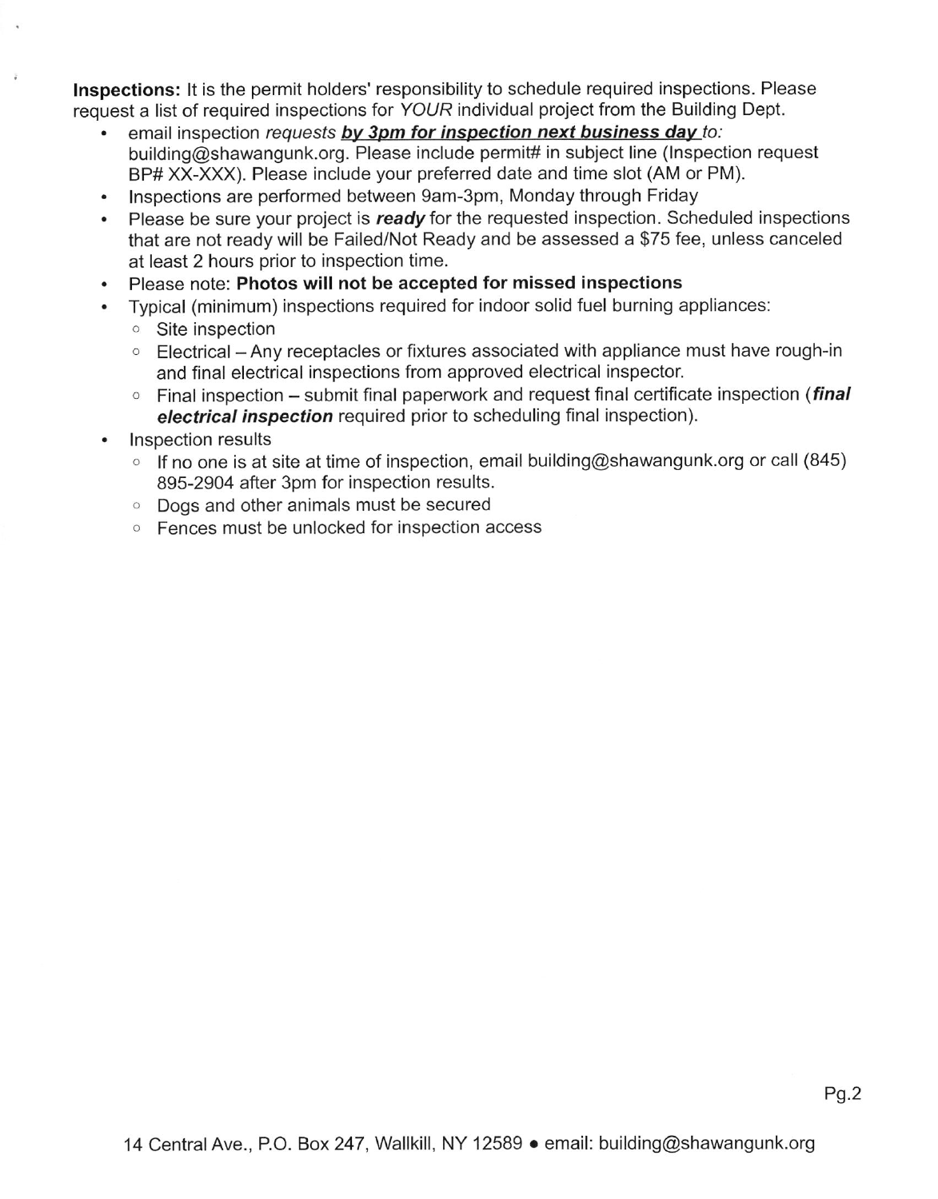**Inspections:** It is the permit holders' responsibility to schedule required inspections. Please request a list of required inspections for *YOUR* individual project from the Building Dept.

- email inspection *requests* ***by 3pm for inspection next business day*** *to:* building@shawangunk.org. Please include permit# in subject line (Inspection request BP# XX-XXX). Please include your preferred date and time slot (AM or PM).
- Inspections are performed between 9am-3pm, Monday through Friday
- Please be sure your project is ***ready*** for the requested inspection. Scheduled inspections that are not ready will be Failed/Not Ready and be assessed a $75 fee, unless canceled at least 2 hours prior to inspection time.
- Please note: **Photos will not be accepted for missed inspections**
- Typical (minimum) inspections required for indoor solid fuel burning appliances:
  - Site inspection
  - Electrical – Any receptacles or fixtures associated with appliance must have rough-in and final electrical inspections from approved electrical inspector.
  - Final inspection – submit final paperwork and request final certificate inspection (***final electrical inspection*** required prior to scheduling final inspection).
- Inspection results
  - If no one is at site at time of inspection, email building@shawangunk.org or call (845) 895-2904 after 3pm for inspection results.
  - Dogs and other animals must be secured
  - Fences must be unlocked for inspection access

14 Central Ave., P.O. Box 247, Wallkill, NY 12589 • email: building@shawangunk.org